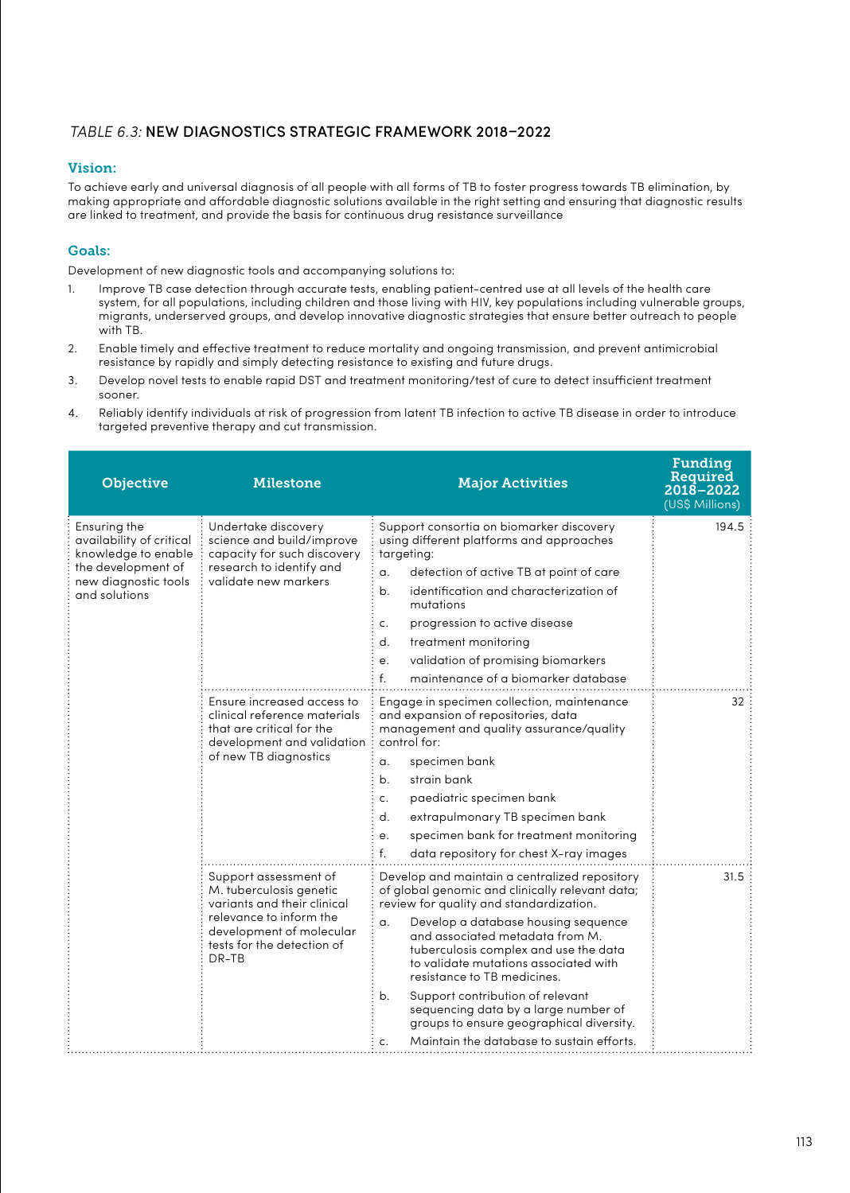*TABLE 6.3:* **NEW DIAGNOSTICS STRATEGIC FRAMEWORK 2018–2022**

## Vision:

To achieve early and universal diagnosis of all people with all forms of TB to foster progress towards TB elimination, by making appropriate and affordable diagnostic solutions available in the right setting and ensuring that diagnostic results are linked to treatment, and provide the basis for continuous drug resistance surveillance

## Goals:

Development of new diagnostic tools and accompanying solutions to:

1. Improve TB case detection through accurate tests, enabling patient-centred use at all levels of the health care system, for all populations, including children and those living with HIV, key populations including vulnerable groups, migrants, underserved groups, and develop innovative diagnostic strategies that ensure better outreach to people with TB.
2. Enable timely and effective treatment to reduce mortality and ongoing transmission, and prevent antimicrobial resistance by rapidly and simply detecting resistance to existing and future drugs.
3. Develop novel tests to enable rapid DST and treatment monitoring/test of cure to detect insufficient treatment sooner.
4. Reliably identify individuals at risk of progression from latent TB infection to active TB disease in order to introduce targeted preventive therapy and cut transmission.

| Objective | Milestone | Major Activities | Funding Required 2018–2022 (US$ Millions) |
|---|---|---|---|
| Ensuring the availability of critical knowledge to enable the development of new diagnostic tools and solutions | Undertake discovery science and build/improve capacity for such discovery research to identify and validate new markers | Support consortia on biomarker discovery using different platforms and approaches targeting:<br>a. detection of active TB at point of care<br>b. identification and characterization of mutations<br>c. progression to active disease<br>d. treatment monitoring<br>e. validation of promising biomarkers<br>f. maintenance of a biomarker database | 194.5 |
| | Ensure increased access to clinical reference materials that are critical for the development and validation of new TB diagnostics | Engage in specimen collection, maintenance and expansion of repositories, data management and quality assurance/quality control for:<br>a. specimen bank<br>b. strain bank<br>c. paediatric specimen bank<br>d. extrapulmonary TB specimen bank<br>e. specimen bank for treatment monitoring<br>f. data repository for chest X-ray images | 32 |
| | Support assessment of M. tuberculosis genetic variants and their clinical relevance to inform the development of molecular tests for the detection of DR-TB | Develop and maintain a centralized repository of global genomic and clinically relevant data; review for quality and standardization.<br>a. Develop a database housing sequence and associated metadata from M. tuberculosis complex and use the data to validate mutations associated with resistance to TB medicines.<br>b. Support contribution of relevant sequencing data by a large number of groups to ensure geographical diversity.<br>c. Maintain the database to sustain efforts. | 31.5 |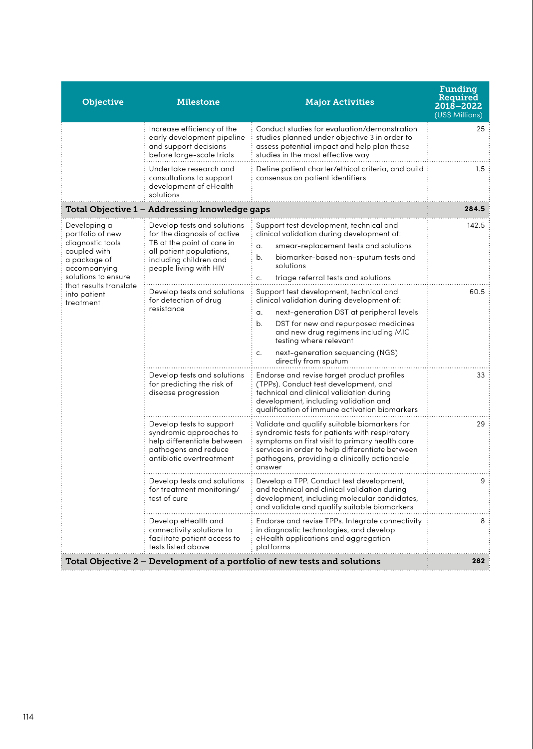| Objective | Milestone | Major Activities | Funding Required 2018–2022 (US$ Millions) |
|---|---|---|---|
| | Increase efficiency of the early development pipeline and support decisions before large-scale trials | Conduct studies for evaluation/demonstration studies planned under objective 3 in order to assess potential impact and help plan those studies in the most effective way | 25 |
| | Undertake research and consultations to support development of eHealth solutions | Define patient charter/ethical criteria, and build consensus on patient identifiers | 1.5 |
| **Total Objective 1 – Addressing knowledge gaps** | | | **284.5** |
| Developing a portfolio of new diagnostic tools coupled with a package of accompanying solutions to ensure that results translate into patient treatment | Develop tests and solutions for the diagnosis of active TB at the point of care in all patient populations, including children and people living with HIV | Support test development, technical and clinical validation during development of: a. smear-replacement tests and solutions b. biomarker-based non-sputum tests and solutions c. triage referral tests and solutions | 142.5 |
| | Develop tests and solutions for detection of drug resistance | Support test development, technical and clinical validation during development of: a. next-generation DST at peripheral levels b. DST for new and repurposed medicines and new drug regimens including MIC testing where relevant c. next-generation sequencing (NGS) directly from sputum | 60.5 |
| | Develop tests and solutions for predicting the risk of disease progression | Endorse and revise target product profiles (TPPs). Conduct test development, and technical and clinical validation during development, including validation and qualification of immune activation biomarkers | 33 |
| | Develop tests to support syndromic approaches to help differentiate between pathogens and reduce antibiotic overtreatment | Validate and qualify suitable biomarkers for syndromic tests for patients with respiratory symptoms on first visit to primary health care services in order to help differentiate between pathogens, providing a clinically actionable answer | 29 |
| | Develop tests and solutions for treatment monitoring/ test of cure | Develop a TPP. Conduct test development, and technical and clinical validation during development, including molecular candidates, and validate and qualify suitable biomarkers | 9 |
| | Develop eHealth and connectivity solutions to facilitate patient access to tests listed above | Endorse and revise TPPs. Integrate connectivity in diagnostic technologies, and develop eHealth applications and aggregation platforms | 8 |
| **Total Objective 2 – Development of a portfolio of new tests and solutions** | | | **282** |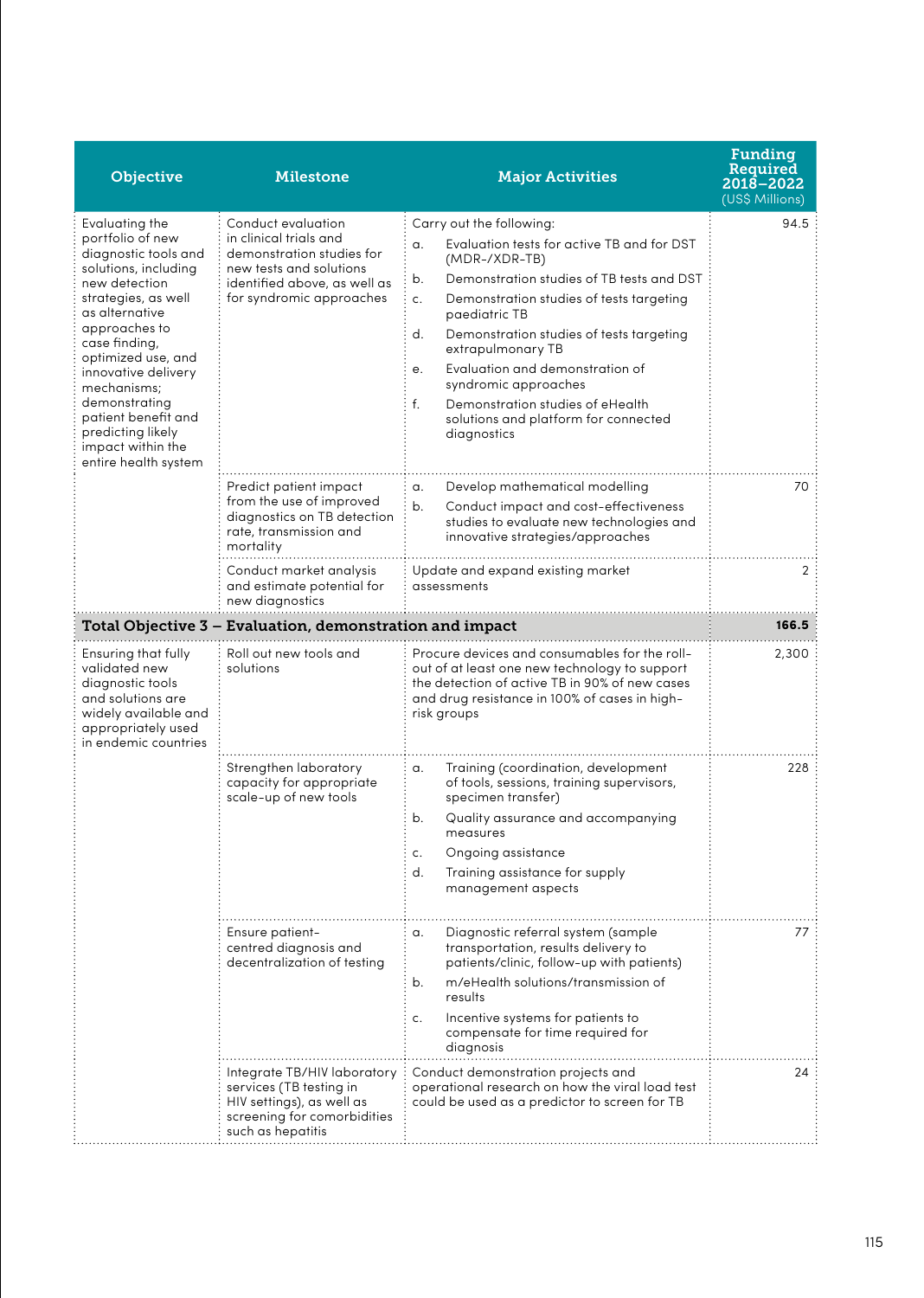| Objective | Milestone | Major Activities | Funding Required 2018–2022 (US$ Millions) |
|---|---|---|---|
| Evaluating the portfolio of new diagnostic tools and solutions, including new detection strategies, as well as alternative approaches to case finding, optimized use, and innovative delivery mechanisms; demonstrating patient benefit and predicting likely impact within the entire health system | Conduct evaluation in clinical trials and demonstration studies for new tests and solutions identified above, as well as for syndromic approaches | Carry out the following:<br>a. Evaluation tests for active TB and for DST (MDR-/XDR-TB)<br>b. Demonstration studies of TB tests and DST<br>c. Demonstration studies of tests targeting paediatric TB<br>d. Demonstration studies of tests targeting extrapulmonary TB<br>e. Evaluation and demonstration of syndromic approaches<br>f. Demonstration studies of eHealth solutions and platform for connected diagnostics | 94.5 |
| | Predict patient impact from the use of improved diagnostics on TB detection rate, transmission and mortality | a. Develop mathematical modelling<br>b. Conduct impact and cost-effectiveness studies to evaluate new technologies and innovative strategies/approaches | 70 |
| | Conduct market analysis and estimate potential for new diagnostics | Update and expand existing market assessments | 2 |
| **Total Objective 3 – Evaluation, demonstration and impact** | | | **166.5** |
| Ensuring that fully validated new diagnostic tools and solutions are widely available and appropriately used in endemic countries | Roll out new tools and solutions | Procure devices and consumables for the roll-out of at least one new technology to support the detection of active TB in 90% of new cases and drug resistance in 100% of cases in high-risk groups | 2,300 |
| | Strengthen laboratory capacity for appropriate scale-up of new tools | a. Training (coordination, development of tools, sessions, training supervisors, specimen transfer)<br>b. Quality assurance and accompanying measures<br>c. Ongoing assistance<br>d. Training assistance for supply management aspects | 228 |
| | Ensure patient-centred diagnosis and decentralization of testing | a. Diagnostic referral system (sample transportation, results delivery to patients/clinic, follow-up with patients)<br>b. m/eHealth solutions/transmission of results<br>c. Incentive systems for patients to compensate for time required for diagnosis | 77 |
| | Integrate TB/HIV laboratory services (TB testing in HIV settings), as well as screening for comorbidities such as hepatitis | Conduct demonstration projects and operational research on how the viral load test could be used as a predictor to screen for TB | 24 |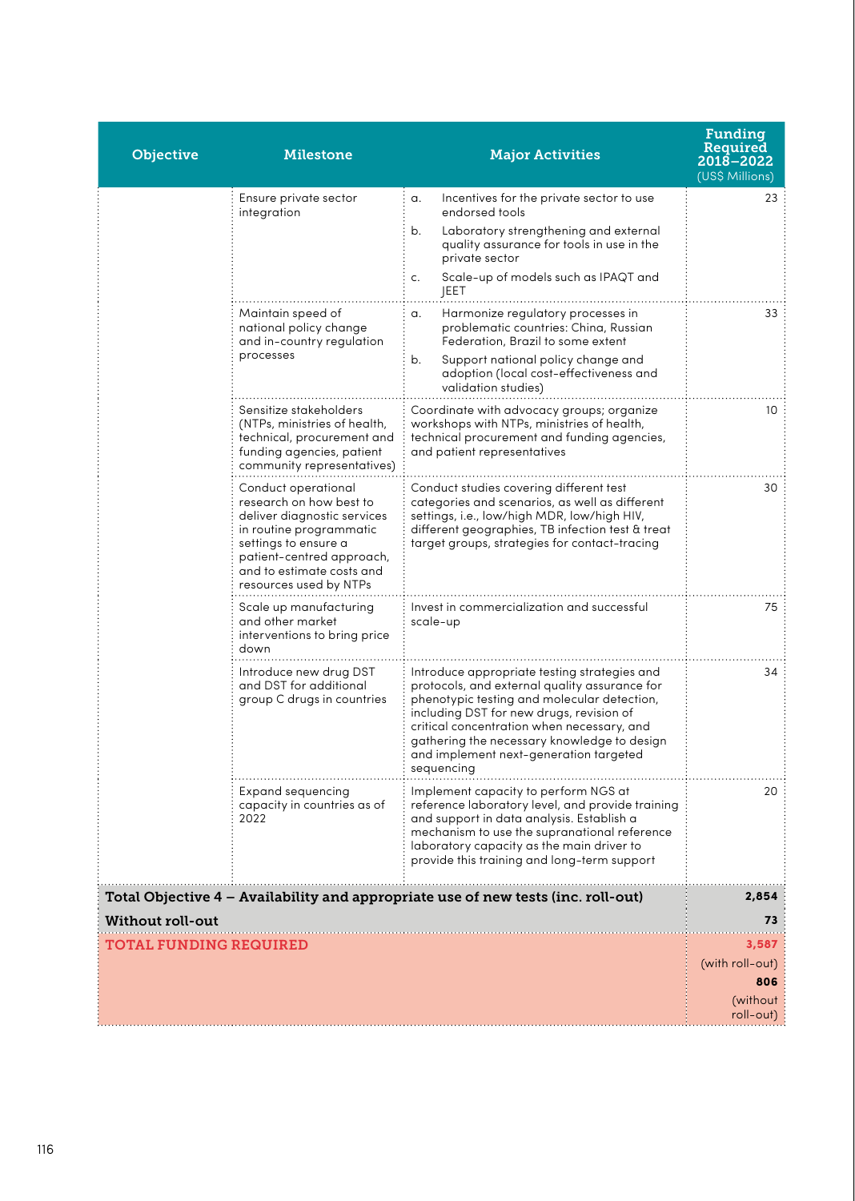| Objective | Milestone | Major Activities | Funding Required 2018–2022 (US$ Millions) |
|---|---|---|---|
| | Ensure private sector integration | a. Incentives for the private sector to use endorsed tools<br>b. Laboratory strengthening and external quality assurance for tools in use in the private sector<br>c. Scale-up of models such as IPAQT and JEET | 23 |
| | Maintain speed of national policy change and in-country regulation processes | a. Harmonize regulatory processes in problematic countries: China, Russian Federation, Brazil to some extent<br>b. Support national policy change and adoption (local cost-effectiveness and validation studies) | 33 |
| | Sensitize stakeholders (NTPs, ministries of health, technical, procurement and funding agencies, patient community representatives) | Coordinate with advocacy groups; organize workshops with NTPs, ministries of health, technical procurement and funding agencies, and patient representatives | 10 |
| | Conduct operational research on how best to deliver diagnostic services in routine programmatic settings to ensure a patient-centred approach, and to estimate costs and resources used by NTPs | Conduct studies covering different test categories and scenarios, as well as different settings, i.e., low/high MDR, low/high HIV, different geographies, TB infection test & treat target groups, strategies for contact-tracing | 30 |
| | Scale up manufacturing and other market interventions to bring price down | Invest in commercialization and successful scale-up | 75 |
| | Introduce new drug DST and DST for additional group C drugs in countries | Introduce appropriate testing strategies and protocols, and external quality assurance for phenotypic testing and molecular detection, including DST for new drugs, revision of critical concentration when necessary, and gathering the necessary knowledge to design and implement next-generation targeted sequencing | 34 |
| | Expand sequencing capacity in countries as of 2022 | Implement capacity to perform NGS at reference laboratory level, and provide training and support in data analysis. Establish a mechanism to use the supranational reference laboratory capacity as the main driver to provide this training and long-term support | 20 |
| **Total Objective 4 – Availability and appropriate use of new tests (inc. roll-out)** | | | **2,854** |
| **Without roll-out** | | | **73** |
| **TOTAL FUNDING REQUIRED** | | | **3,587** (with roll-out) **806** (without roll-out) |